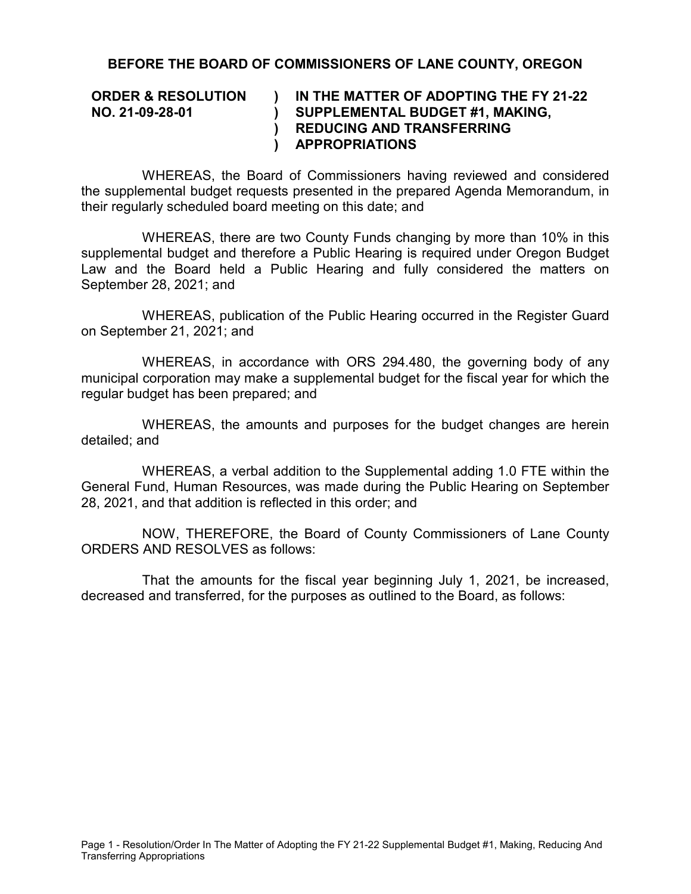**BEFORE THE BOARD OF COMMISSIONERS OF LANE COUNTY, OREGON**

| | | |
|---|---|---|
| **ORDER & RESOLUTION NO. 21-09-28-01** | **)<br>)<br>)<br>)** | **IN THE MATTER OF ADOPTING THE FY 21-22 SUPPLEMENTAL BUDGET #1, MAKING, REDUCING AND TRANSFERRING APPROPRIATIONS** |

WHEREAS, the Board of Commissioners having reviewed and considered the supplemental budget requests presented in the prepared Agenda Memorandum, in their regularly scheduled board meeting on this date; and

WHEREAS, there are two County Funds changing by more than 10% in this supplemental budget and therefore a Public Hearing is required under Oregon Budget Law and the Board held a Public Hearing and fully considered the matters on September 28, 2021; and

WHEREAS, publication of the Public Hearing occurred in the Register Guard on September 21, 2021; and

WHEREAS, in accordance with ORS 294.480, the governing body of any municipal corporation may make a supplemental budget for the fiscal year for which the regular budget has been prepared; and

WHEREAS, the amounts and purposes for the budget changes are herein detailed; and

WHEREAS, a verbal addition to the Supplemental adding 1.0 FTE within the General Fund, Human Resources, was made during the Public Hearing on September 28, 2021, and that addition is reflected in this order; and

NOW, THEREFORE, the Board of County Commissioners of Lane County ORDERS AND RESOLVES as follows:

That the amounts for the fiscal year beginning July 1, 2021, be increased, decreased and transferred, for the purposes as outlined to the Board, as follows: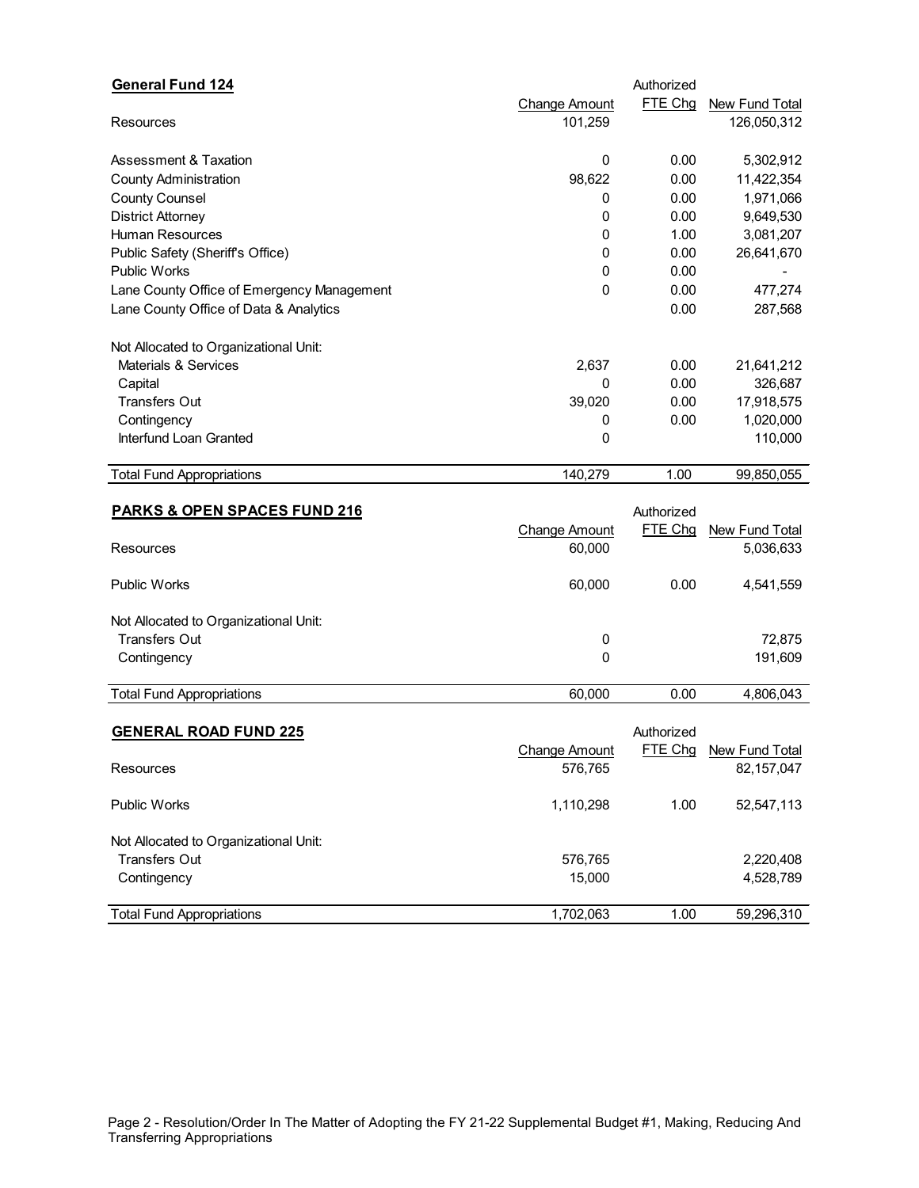## General Fund 124

| | Change Amount | Authorized FTE Chg | New Fund Total |
|---|---|---|---|
| Resources | 101,259 | | 126,050,312 |
| | | | |
| Assessment & Taxation | 0 | 0.00 | 5,302,912 |
| County Administration | 98,622 | 0.00 | 11,422,354 |
| County Counsel | 0 | 0.00 | 1,971,066 |
| District Attorney | 0 | 0.00 | 9,649,530 |
| Human Resources | 0 | 1.00 | 3,081,207 |
| Public Safety (Sheriff's Office) | 0 | 0.00 | 26,641,670 |
| Public Works | 0 | 0.00 | - |
| Lane County Office of Emergency Management | 0 | 0.00 | 477,274 |
| Lane County Office of Data & Analytics | | 0.00 | 287,568 |
| | | | |
| Not Allocated to Organizational Unit: | | | |
| Materials & Services | 2,637 | 0.00 | 21,641,212 |
| Capital | 0 | 0.00 | 326,687 |
| Transfers Out | 39,020 | 0.00 | 17,918,575 |
| Contingency | 0 | 0.00 | 1,020,000 |
| Interfund Loan Granted | 0 | | 110,000 |
| | | | |
| Total Fund Appropriations | 140,279 | 1.00 | 99,850,055 |

## PARKS & OPEN SPACES FUND 216

| | Change Amount | Authorized FTE Chg | New Fund Total |
|---|---|---|---|
| Resources | 60,000 | | 5,036,633 |
| | | | |
| Public Works | 60,000 | 0.00 | 4,541,559 |
| | | | |
| Not Allocated to Organizational Unit: | | | |
| Transfers Out | 0 | | 72,875 |
| Contingency | 0 | | 191,609 |
| | | | |
| Total Fund Appropriations | 60,000 | 0.00 | 4,806,043 |

## GENERAL ROAD FUND 225

| | Change Amount | Authorized FTE Chg | New Fund Total |
|---|---|---|---|
| Resources | 576,765 | | 82,157,047 |
| | | | |
| Public Works | 1,110,298 | 1.00 | 52,547,113 |
| | | | |
| Not Allocated to Organizational Unit: | | | |
| Transfers Out | 576,765 | | 2,220,408 |
| Contingency | 15,000 | | 4,528,789 |
| | | | |
| Total Fund Appropriations | 1,702,063 | 1.00 | 59,296,310 |

Page 2 - Resolution/Order In The Matter of Adopting the FY 21-22 Supplemental Budget #1, Making, Reducing And Transferring Appropriations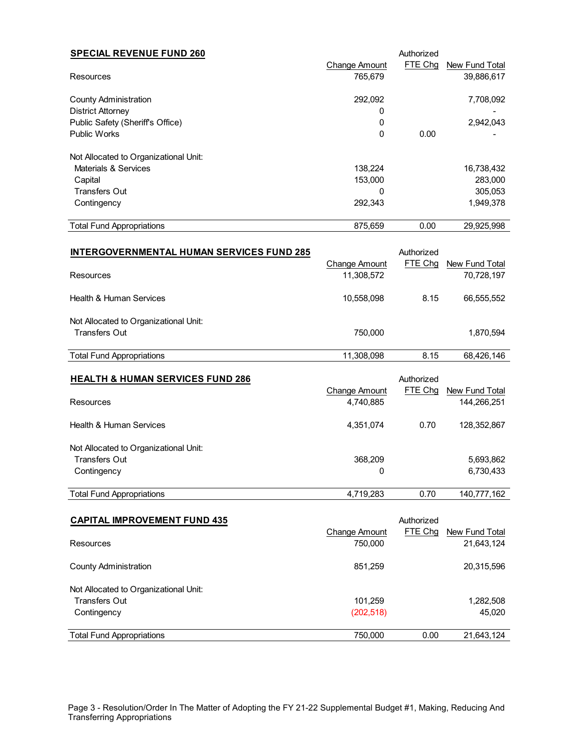## SPECIAL REVENUE FUND 260

| | Change Amount | Authorized FTE Chg | New Fund Total |
|---|---|---|---|
| Resources | 765,679 | | 39,886,617 |
| | | | |
| County Administration | 292,092 | | 7,708,092 |
| District Attorney | 0 | | - |
| Public Safety (Sheriff's Office) | 0 | | 2,942,043 |
| Public Works | 0 | 0.00 | - |
| | | | |
| Not Allocated to Organizational Unit: | | | |
| Materials & Services | 138,224 | | 16,738,432 |
| Capital | 153,000 | | 283,000 |
| Transfers Out | 0 | | 305,053 |
| Contingency | 292,343 | | 1,949,378 |
| | | | |
| Total Fund Appropriations | 875,659 | 0.00 | 29,925,998 |

## INTERGOVERNMENTAL HUMAN SERVICES FUND 285

| | Change Amount | Authorized FTE Chg | New Fund Total |
|---|---|---|---|
| Resources | 11,308,572 | | 70,728,197 |
| | | | |
| Health & Human Services | 10,558,098 | 8.15 | 66,555,552 |
| | | | |
| Not Allocated to Organizational Unit: | | | |
| Transfers Out | 750,000 | | 1,870,594 |
| | | | |
| Total Fund Appropriations | 11,308,098 | 8.15 | 68,426,146 |

## HEALTH & HUMAN SERVICES FUND 286

| | Change Amount | Authorized FTE Chg | New Fund Total |
|---|---|---|---|
| Resources | 4,740,885 | | 144,266,251 |
| | | | |
| Health & Human Services | 4,351,074 | 0.70 | 128,352,867 |
| | | | |
| Not Allocated to Organizational Unit: | | | |
| Transfers Out | 368,209 | | 5,693,862 |
| Contingency | 0 | | 6,730,433 |
| | | | |
| Total Fund Appropriations | 4,719,283 | 0.70 | 140,777,162 |

## CAPITAL IMPROVEMENT FUND 435

| | Change Amount | Authorized FTE Chg | New Fund Total |
|---|---|---|---|
| Resources | 750,000 | | 21,643,124 |
| | | | |
| County Administration | 851,259 | | 20,315,596 |
| | | | |
| Not Allocated to Organizational Unit: | | | |
| Transfers Out | 101,259 | | 1,282,508 |
| Contingency | (202,518) | | 45,020 |
| | | | |
| Total Fund Appropriations | 750,000 | 0.00 | 21,643,124 |

Page 3 - Resolution/Order In The Matter of Adopting the FY 21-22 Supplemental Budget #1, Making, Reducing And Transferring Appropriations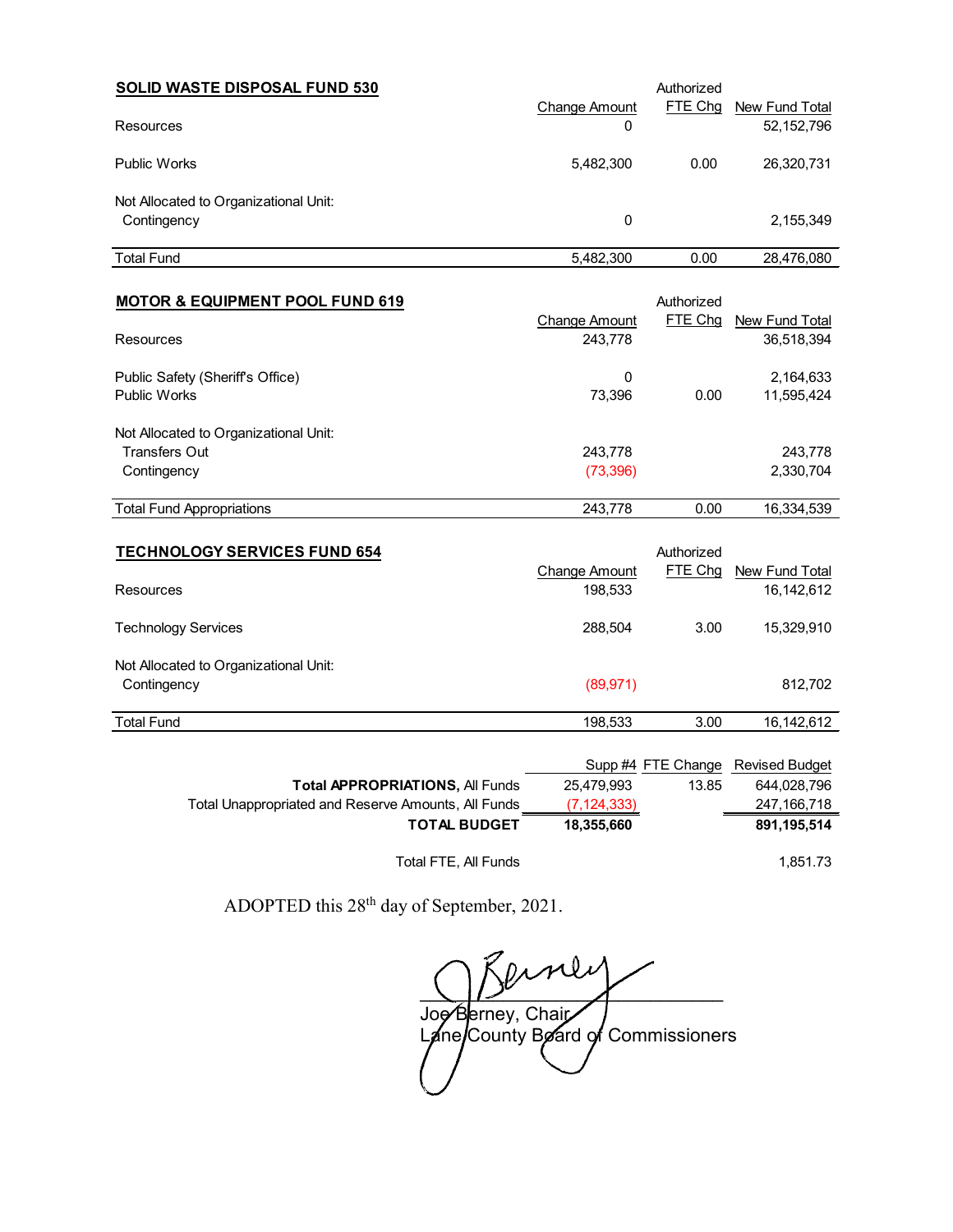| SOLID WASTE DISPOSAL FUND 530 | Change Amount | Authorized FTE Chg | New Fund Total |
| --- | --- | --- | --- |
| Resources | 0 | | 52,152,796 |
| Public Works | 5,482,300 | 0.00 | 26,320,731 |
| Not Allocated to Organizational Unit: | | | |
| Contingency | 0 | | 2,155,349 |
| Total Fund | 5,482,300 | 0.00 | 28,476,080 |

| MOTOR & EQUIPMENT POOL FUND 619 | Change Amount | Authorized FTE Chg | New Fund Total |
| --- | --- | --- | --- |
| Resources | 243,778 | | 36,518,394 |
| Public Safety (Sheriff's Office) | 0 | | 2,164,633 |
| Public Works | 73,396 | 0.00 | 11,595,424 |
| Not Allocated to Organizational Unit: | | | |
| Transfers Out | 243,778 | | 243,778 |
| Contingency | (73,396) | | 2,330,704 |
| Total Fund Appropriations | 243,778 | 0.00 | 16,334,539 |

| TECHNOLOGY SERVICES FUND 654 | Change Amount | Authorized FTE Chg | New Fund Total |
| --- | --- | --- | --- |
| Resources | 198,533 | | 16,142,612 |
| Technology Services | 288,504 | 3.00 | 15,329,910 |
| Not Allocated to Organizational Unit: | | | |
| Contingency | (89,971) | | 812,702 |
| Total Fund | 198,533 | 3.00 | 16,142,612 |

| | Supp #4 | FTE Change | Revised Budget |
| --- | --- | --- | --- |
| **Total APPROPRIATIONS,** All Funds | 25,479,993 | 13.85 | 644,028,796 |
| Total Unappropriated and Reserve Amounts, All Funds | (7,124,333) | | 247,166,718 |
| **TOTAL BUDGET** | **18,355,660** | | **891,195,514** |
| Total FTE, All Funds | | | 1,851.73 |

ADOPTED this 28th day of September, 2021.

Joe Berney, Chair
Lane County Board of Commissioners